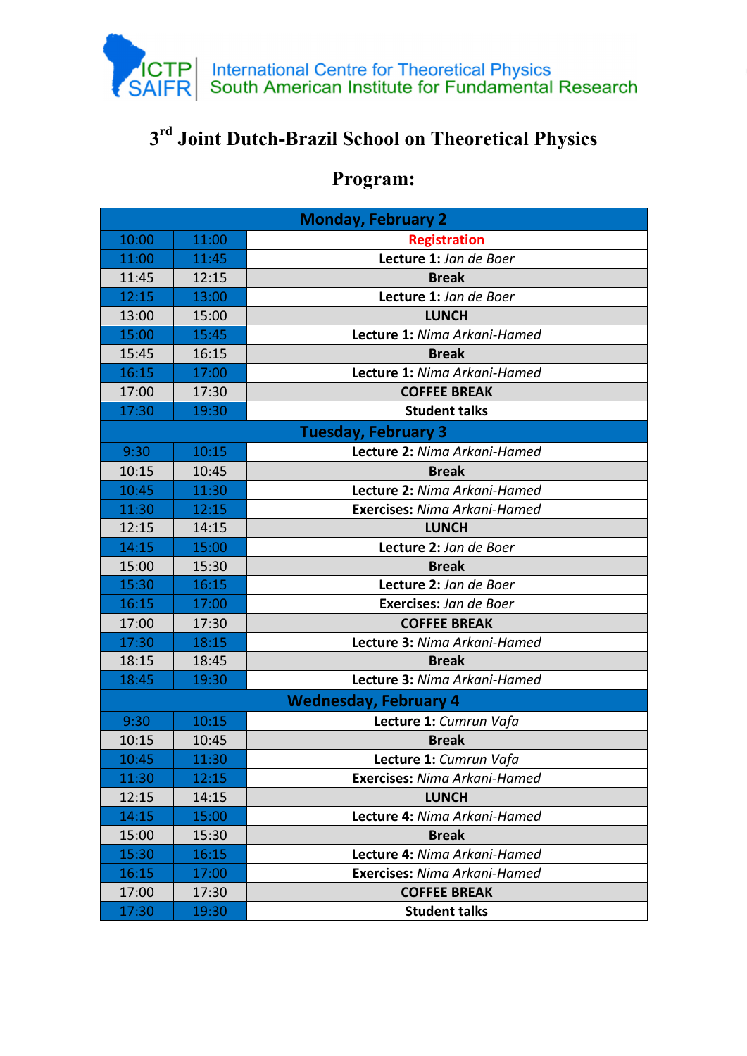ICTP SAIFR | International Centre for Theoretical Physics
South American Institute for Fundamental Research

# 3rd Joint Dutch-Brazil School on Theoretical Physics

## Program:

| | | Monday, February 2 |
|---|---|---|
| 10:00 | 11:00 | **Registration** |
| 11:00 | 11:45 | **Lecture 1:** *Jan de Boer* |
| 11:45 | 12:15 | **Break** |
| 12:15 | 13:00 | **Lecture 1:** *Jan de Boer* |
| 13:00 | 15:00 | **LUNCH** |
| 15:00 | 15:45 | **Lecture 1:** *Nima Arkani-Hamed* |
| 15:45 | 16:15 | **Break** |
| 16:15 | 17:00 | **Lecture 1:** *Nima Arkani-Hamed* |
| 17:00 | 17:30 | **COFFEE BREAK** |
| 17:30 | 19:30 | **Student talks** |
| | | **Tuesday, February 3** |
| 9:30 | 10:15 | **Lecture 2:** *Nima Arkani-Hamed* |
| 10:15 | 10:45 | **Break** |
| 10:45 | 11:30 | **Lecture 2:** *Nima Arkani-Hamed* |
| 11:30 | 12:15 | **Exercises:** *Nima Arkani-Hamed* |
| 12:15 | 14:15 | **LUNCH** |
| 14:15 | 15:00 | **Lecture 2:** *Jan de Boer* |
| 15:00 | 15:30 | **Break** |
| 15:30 | 16:15 | **Lecture 2:** *Jan de Boer* |
| 16:15 | 17:00 | **Exercises:** *Jan de Boer* |
| 17:00 | 17:30 | **COFFEE BREAK** |
| 17:30 | 18:15 | **Lecture 3:** *Nima Arkani-Hamed* |
| 18:15 | 18:45 | **Break** |
| 18:45 | 19:30 | **Lecture 3:** *Nima Arkani-Hamed* |
| | | **Wednesday, February 4** |
| 9:30 | 10:15 | **Lecture 1:** *Cumrun Vafa* |
| 10:15 | 10:45 | **Break** |
| 10:45 | 11:30 | **Lecture 1:** *Cumrun Vafa* |
| 11:30 | 12:15 | **Exercises:** *Nima Arkani-Hamed* |
| 12:15 | 14:15 | **LUNCH** |
| 14:15 | 15:00 | **Lecture 4:** *Nima Arkani-Hamed* |
| 15:00 | 15:30 | **Break** |
| 15:30 | 16:15 | **Lecture 4:** *Nima Arkani-Hamed* |
| 16:15 | 17:00 | **Exercises:** *Nima Arkani-Hamed* |
| 17:00 | 17:30 | **COFFEE BREAK** |
| 17:30 | 19:30 | **Student talks** |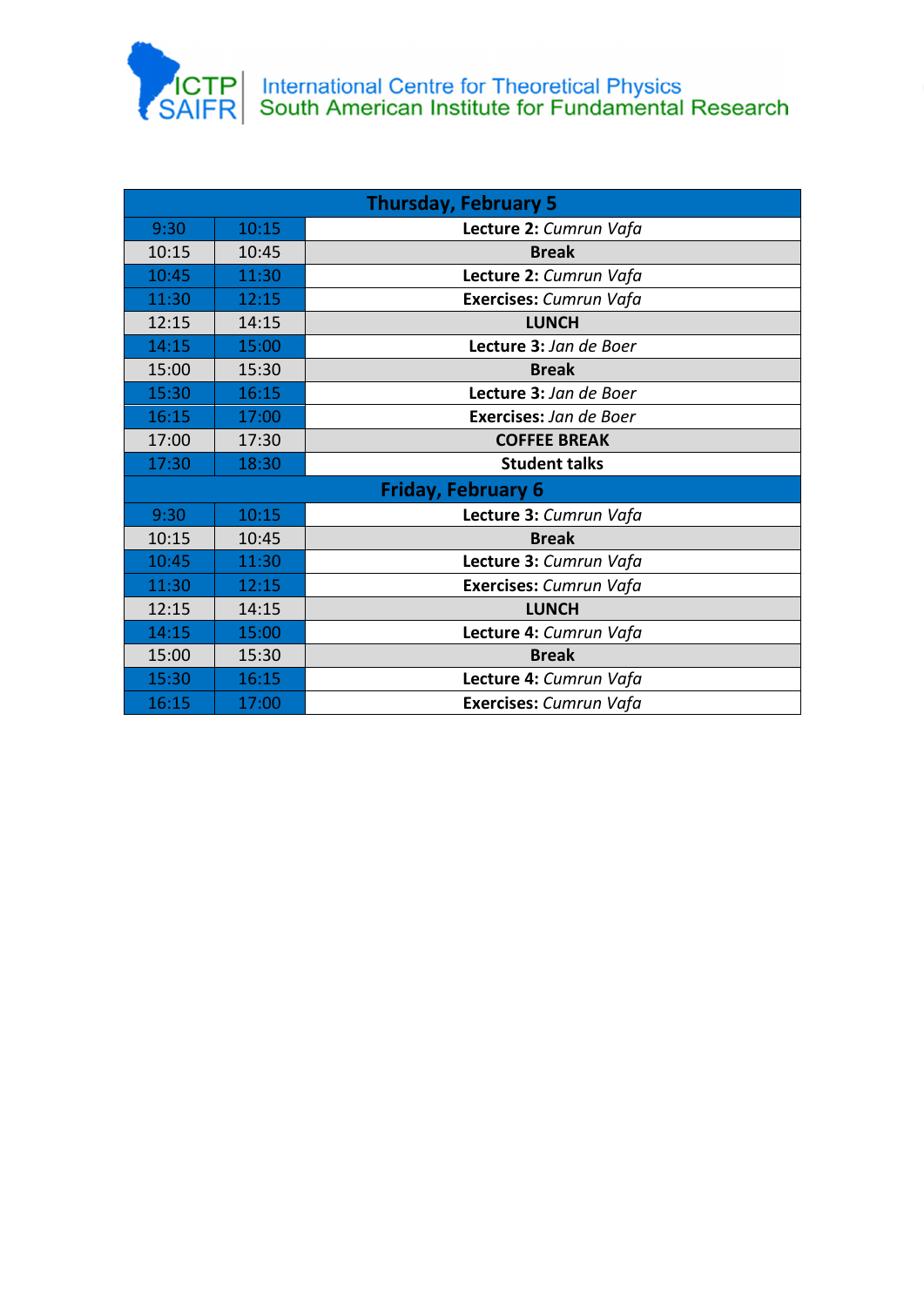ICTP SAIFR | International Centre for Theoretical Physics
South American Institute for Fundamental Research

| Thursday, February 5 | | |
|---|---|---|
| 9:30 | 10:15 | **Lecture 2:** *Cumrun Vafa* |
| 10:15 | 10:45 | **Break** |
| 10:45 | 11:30 | **Lecture 2:** *Cumrun Vafa* |
| 11:30 | 12:15 | **Exercises:** *Cumrun Vafa* |
| 12:15 | 14:15 | **LUNCH** |
| 14:15 | 15:00 | **Lecture 3:** *Jan de Boer* |
| 15:00 | 15:30 | **Break** |
| 15:30 | 16:15 | **Lecture 3:** *Jan de Boer* |
| 16:15 | 17:00 | **Exercises:** *Jan de Boer* |
| 17:00 | 17:30 | **COFFEE BREAK** |
| 17:30 | 18:30 | **Student talks** |
| **Friday, February 6** | | |
| 9:30 | 10:15 | **Lecture 3:** *Cumrun Vafa* |
| 10:15 | 10:45 | **Break** |
| 10:45 | 11:30 | **Lecture 3:** *Cumrun Vafa* |
| 11:30 | 12:15 | **Exercises:** *Cumrun Vafa* |
| 12:15 | 14:15 | **LUNCH** |
| 14:15 | 15:00 | **Lecture 4:** *Cumrun Vafa* |
| 15:00 | 15:30 | **Break** |
| 15:30 | 16:15 | **Lecture 4:** *Cumrun Vafa* |
| 16:15 | 17:00 | **Exercises:** *Cumrun Vafa* |